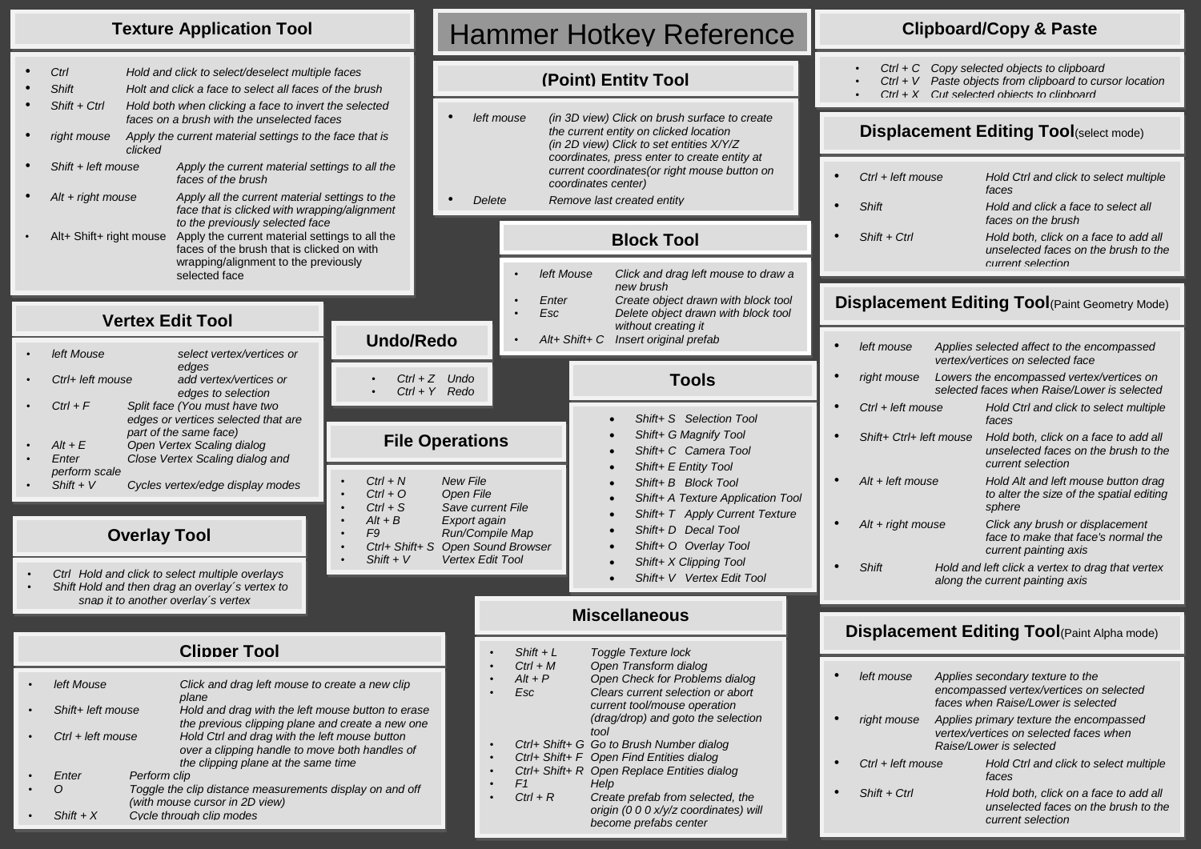# Hammer Hotkey Reference

## Texture Application Tool

- *Ctrl* — *Hold and click to select/deselect multiple faces*
- *Shift* — *Holt and click a face to select all faces of the brush*
- *Shift + Ctrl* — *Hold both when clicking a face to invert the selected faces on a brush with the unselected faces*
- *right mouse* — *Apply the current material settings to the face that is clicked*
- *Shift + left mouse* — *Apply the current material settings to all the faces of the brush*
- *Alt + right mouse* — *Apply all the current material settings to the face that is clicked with wrapping/alignment to the previously selected face*
- Alt+ Shift+ right mouse — Apply the current material settings to all the faces of the brush that is clicked on with wrapping/alignment to the previously selected face

## Vertex Edit Tool

- *left Mouse* — *select vertex/vertices or edges*
- *Ctrl+ left mouse* — *add vertex/vertices or edges to selection*
- *Ctrl + F* — *Split face (You must have two edges or vertices selected that are part of the same face)*
- *Alt + E* — *Open Vertex Scaling dialog*
- *Enter* — *Close Vertex Scaling dialog and perform scale*
- *Shift + V* — *Cycles vertex/edge display modes*

## Overlay Tool

- *Ctrl* — *Hold and click to select multiple overlays*
- *Shift* — *Hold and then drag an overlay´s vertex to snap it to another overlay´s vertex*

## Clipper Tool

- *left Mouse* — *Click and drag left mouse to create a new clip plane*
- *Shift+ left mouse* — *Hold and drag with the left mouse button to erase the previous clipping plane and create a new one*
- *Ctrl + left mouse* — *Hold Ctrl and drag with the left mouse button over a clipping handle to move both handles of the clipping plane at the same time*
- *Enter* — *Perform clip*
- *O* — *Toggle the clip distance measurements display on and off (with mouse cursor in 2D view)*
- *Shift + X* — *Cycle through clip modes*

## (Point) Entity Tool

- *left mouse* — *(in 3D view) Click on brush surface to create the current entity on clicked location*
  *(in 2D view) Click to set entities X/Y/Z coordinates, press enter to create entity at current coordinates(or right mouse button on coordinates center)*
- *Delete* — *Remove last created entity*

## Block Tool

- *left Mouse* — *Click and drag left mouse to draw a new brush*
- *Enter* — *Create object drawn with block tool*
- *Esc* — *Delete object drawn with block tool without creating it*
- *Alt+ Shift+ C* — *Insert original prefab*

## Undo/Redo

- *Ctrl + Z* — *Undo*
- *Ctrl + Y* — *Redo*

## File Operations

- *Ctrl + N* — *New File*
- *Ctrl + O* — *Open File*
- *Ctrl + S* — *Save current File*
- *Alt + B* — *Export again*
- *F9* — *Run/Compile Map*
- *Ctrl+ Shift+ S* — *Open Sound Browser*
- *Shift + V* — *Vertex Edit Tool*

## Tools

- *Shift+ S* — *Selection Tool*
- *Shift+ G* — *Magnify Tool*
- *Shift+ C* — *Camera Tool*
- *Shift+ E* — *Entity Tool*
- *Shift+ B* — *Block Tool*
- *Shift+ A* — *Texture Application Tool*
- *Shift+ T* — *Apply Current Texture*
- *Shift+ D* — *Decal Tool*
- *Shift+ O* — *Overlay Tool*
- *Shift+ X* — *Clipping Tool*
- *Shift+ V* — *Vertex Edit Tool*

## Miscellaneous

- *Shift + L* — *Toggle Texture lock*
- *Ctrl + M* — *Open Transform dialog*
- *Alt + P* — *Open Check for Problems dialog*
- *Esc* — *Clears current selection or abort current tool/mouse operation (drag/drop) and goto the selection tool*
- *Ctrl+ Shift+ G* — *Go to Brush Number dialog*
- *Ctrl+ Shift+ F* — *Open Find Entities dialog*
- *Ctrl+ Shift+ R* — *Open Replace Entities dialog*
- *F1* — *Help*
- *Ctrl + R* — *Create prefab from selected, the origin (0 0 0 x/y/z coordinates) will become prefabs center*

## Clipboard/Copy & Paste

- *Ctrl + C* — *Copy selected objects to clipboard*
- *Ctrl + V* — *Paste objects from clipboard to cursor location*
- *Ctrl + X* — *Cut selected objects to clipboard*

## Displacement Editing Tool (select mode)

- *Ctrl + left mouse* — *Hold Ctrl and click to select multiple faces*
- *Shift* — *Hold and click a face to select all faces on the brush*
- *Shift + Ctrl* — *Hold both, click on a face to add all unselected faces on the brush to the current selection*

## Displacement Editing Tool (Paint Geometry Mode)

- *left mouse* — *Applies selected affect to the encompassed vertex/vertices on selected face*
- *right mouse* — *Lowers the encompassed vertex/vertices on selected faces when Raise/Lower is selected*
- *Ctrl + left mouse* — *Hold Ctrl and click to select multiple faces*
- *Shift+ Ctrl+ left mouse* — *Hold both, click on a face to add all unselected faces on the brush to the current selection*
- *Alt + left mouse* — *Hold Alt and left mouse button drag to alter the size of the spatial editing sphere*
- *Alt + right mouse* — *Click any brush or displacement face to make that face's normal the current painting axis*
- *Shift* — *Hold and left click a vertex to drag that vertex along the current painting axis*

## Displacement Editing Tool (Paint Alpha mode)

- *left mouse* — *Applies secondary texture to the encompassed vertex/vertices on selected faces when Raise/Lower is selected*
- *right mouse* — *Applies primary texture the encompassed vertex/vertices on selected faces when Raise/Lower is selected*
- *Ctrl + left mouse* — *Hold Ctrl and click to select multiple faces*
- *Shift + Ctrl* — *Hold both, click on a face to add all unselected faces on the brush to the current selection*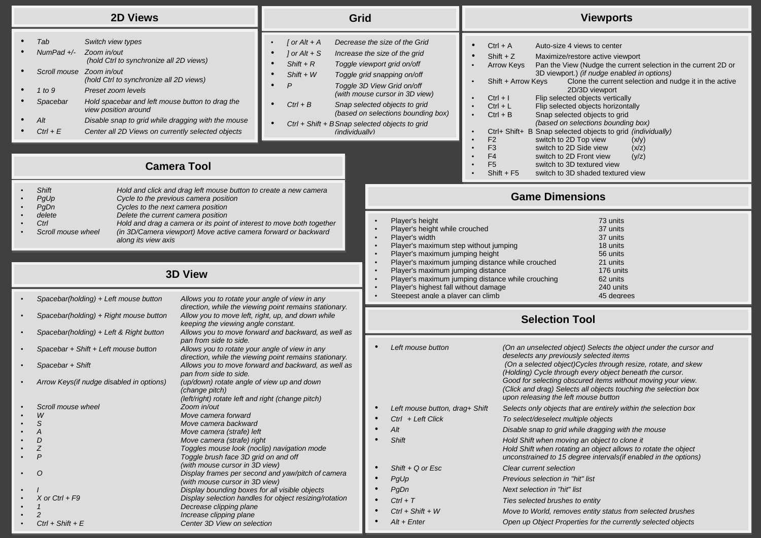## 2D Views

- *Tab* — *Switch view types*
- *NumPad +/-* — *Zoom in/out (hold Ctrl to synchronize all 2D views)*
- *Scroll mouse* — *Zoom in/out (hold Ctrl to synchronize all 2D views)*
- *1 to 9* — *Preset zoom levels*
- *Spacebar* — *Hold spacebar and left mouse button to drag the view position around*
- *Alt* — *Disable snap to grid while dragging with the mouse*
- *Ctrl + E* — *Center all 2D Views on currently selected objects*

## Grid

- *[ or Alt + A* — *Decrease the size of the Grid*
- *] or Alt + S* — *Increase the size of the grid*
- *Shift + R* — *Toggle viewport grid on/off*
- *Shift + W* — *Toggle grid snapping on/off*
- *P* — *Toggle 3D View Grid on/off (with mouse cursor in 3D view)*
- *Ctrl + B* — *Snap selected objects to grid (based on selections bounding box)*
- *Ctrl + Shift + B* — *Snap selected objects to grid (individually)*

## Viewports

- Ctrl + A — Auto-size 4 views to center
- Shift + Z — Maximize/restore active viewport
- Arrow Keys — Pan the View (Nudge the current selection in the current 2D or 3D viewport.) *(if nudge enabled in options)*
- Shift + Arrow Keys — Clone the current selection and nudge it in the active 2D/3D viewport
- Ctrl + I — Flip selected objects vertically
- Ctrl + L — Flip selected objects horizontally
- Ctrl + B — Snap selected objects to grid *(based on selections bounding box)*
- Ctrl+ Shift+ B — Snap selected objects to grid *(individually)*
- F2 — switch to 2D Top view (x/y)
- F3 — switch to 2D Side view (x/z)
- F4 — switch to 2D Front view (y/z)
- F5 — switch to 3D textured view
- Shift + F5 — switch to 3D shaded textured view

## Camera Tool

- *Shift* — *Hold and click and drag left mouse button to create a new camera*
- *PgUp* — *Cycle to the previous camera position*
- *PgDn* — *Cycles to the next camera position*
- *delete* — *Delete the current camera position*
- *Ctrl* — *Hold and drag a camera or its point of interest to move both together*
- *Scroll mouse wheel* — *(in 3D/Camera viewport) Move active camera forward or backward along its view axis*

## Game Dimensions

| | |
|---|---|
| Player's height | 73 units |
| Player's height while crouched | 37 units |
| Player's width | 37 units |
| Player's maximum step without jumping | 18 units |
| Player's maximum jumping height | 56 units |
| Player's maximum jumping distance while crouched | 21 units |
| Player's maximum jumping distance | 176 units |
| Player's maximum jumping distance while crouching | 62 units |
| Player's highest fall without damage | 240 units |
| Steepest angle a player can climb | 45 degrees |

## 3D View

- *Spacebar(holding) + Left mouse button* — *Allows you to rotate your angle of view in any direction, while the viewing point remains stationary.*
- *Spacebar(holding) + Right mouse button* — *Allow you to move left, right, up, and down while keeping the viewing angle constant.*
- *Spacebar(holding) + Left & Right button* — *Allows you to move forward and backward, as well as pan from side to side.*
- *Spacebar + Shift + Left mouse button* — *Allows you to rotate your angle of view in any direction, while the viewing point remains stationary.*
- *Spacebar + Shift* — *Allows you to move forward and backward, as well as pan from side to side.*
- *Arrow Keys(if nudge disabled in options)* — *(up/down) rotate angle of view up and down (change pitch) (left/right) rotate left and right (change pitch)*
- *Scroll mouse wheel* — *Zoom in/out*
- *W* — *Move camera forward*
- *S* — *Move camera backward*
- *A* — *Move camera (strafe) left*
- *D* — *Move camera (strafe) right*
- *Z* — *Toggles mouse look (noclip) navigation mode*
- *P* — *Toggle brush face 3D grid on and off (with mouse cursor in 3D view)*
- *O* — *Display frames per second and yaw/pitch of camera (with mouse cursor in 3D view)*
- *I* — *Display bounding boxes for all visible objects*
- *X or Ctrl + F9* — *Display selection handles for object resizing/rotation*
- *1* — *Decrease clipping plane*
- *2* — *Increase clipping plane*
- *Ctrl + Shift + E* — *Center 3D View on selection*

## Selection Tool

- *Left mouse button* — *(On an unselected object) Selects the object under the cursor and deselects any previously selected items (On a selected object)Cycles through resize, rotate, and skew (Holding) Cycle through every object beneath the cursor. Good for selecting obscured items without moving your view. (Click and drag) Selects all objects touching the selection box upon releasing the left mouse button*
- *Left mouse button, drag+ Shift* — *Selects only objects that are entirely within the selection box*
- *Ctrl + Left Click* — *To select/deselect multiple objects*
- *Alt* — *Disable snap to grid while dragging with the mouse*
- *Shift* — *Hold Shift when moving an object to clone it Hold Shift when rotating an object allows to rotate the object unconstrained to 15 degree intervals(if enabled in the options)*
- *Shift + Q or Esc* — *Clear current selection*
- *PgUp* — *Previous selection in "hit" list*
- *PgDn* — *Next selection in "hit" list*
- *Ctrl + T* — *Ties selected brushes to entity*
- *Ctrl + Shift + W* — *Move to World, removes entity status from selected brushes*
- *Alt + Enter* — *Open up Object Properties for the currently selected objects*